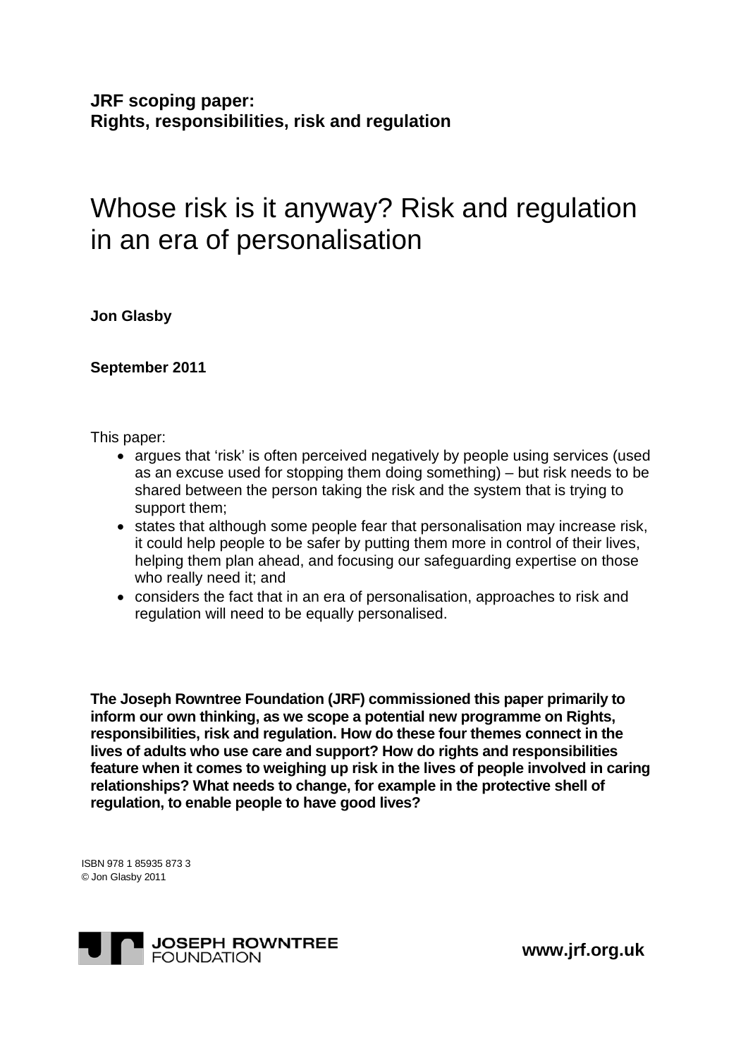**JRF scoping paper:**
**Rights, responsibilities, risk and regulation**

# Whose risk is it anyway? Risk and regulation in an era of personalisation

**Jon Glasby**

**September 2011**

This paper:

- argues that 'risk' is often perceived negatively by people using services (used as an excuse used for stopping them doing something) – but risk needs to be shared between the person taking the risk and the system that is trying to support them;
- states that although some people fear that personalisation may increase risk, it could help people to be safer by putting them more in control of their lives, helping them plan ahead, and focusing our safeguarding expertise on those who really need it; and
- considers the fact that in an era of personalisation, approaches to risk and regulation will need to be equally personalised.

**The Joseph Rowntree Foundation (JRF) commissioned this paper primarily to inform our own thinking, as we scope a potential new programme on Rights, responsibilities, risk and regulation. How do these four themes connect in the lives of adults who use care and support? How do rights and responsibilities feature when it comes to weighing up risk in the lives of people involved in caring relationships? What needs to change, for example in the protective shell of regulation, to enable people to have good lives?**

ISBN 978 1 85935 873 3
© Jon Glasby 2011

JOSEPH ROWNTREE FOUNDATION

**www.jrf.org.uk**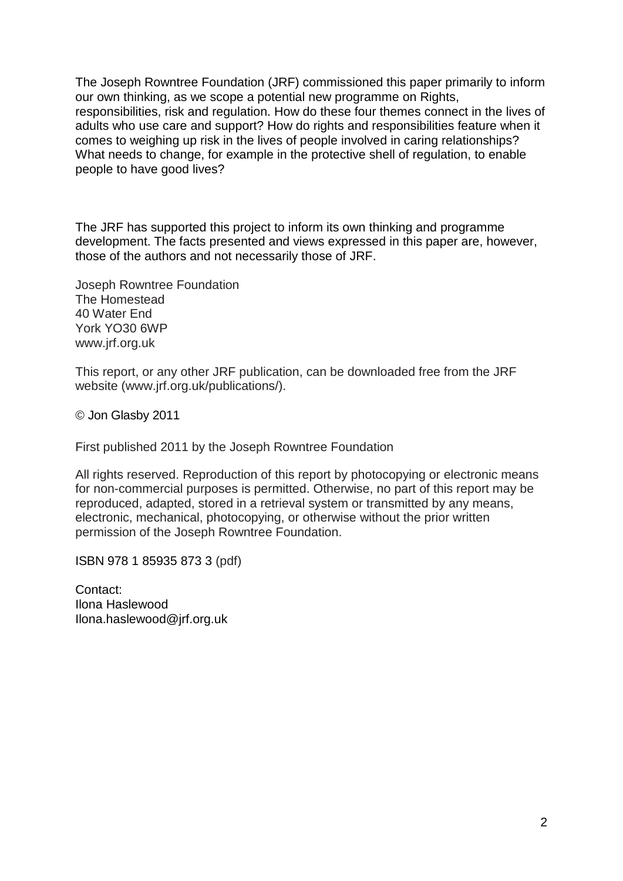The Joseph Rowntree Foundation (JRF) commissioned this paper primarily to inform our own thinking, as we scope a potential new programme on Rights, responsibilities, risk and regulation. How do these four themes connect in the lives of adults who use care and support? How do rights and responsibilities feature when it comes to weighing up risk in the lives of people involved in caring relationships? What needs to change, for example in the protective shell of regulation, to enable people to have good lives?

The JRF has supported this project to inform its own thinking and programme development. The facts presented and views expressed in this paper are, however, those of the authors and not necessarily those of JRF.

Joseph Rowntree Foundation
The Homestead
40 Water End
York YO30 6WP
www.jrf.org.uk

This report, or any other JRF publication, can be downloaded free from the JRF website (www.jrf.org.uk/publications/).

© Jon Glasby 2011

First published 2011 by the Joseph Rowntree Foundation

All rights reserved. Reproduction of this report by photocopying or electronic means for non-commercial purposes is permitted. Otherwise, no part of this report may be reproduced, adapted, stored in a retrieval system or transmitted by any means, electronic, mechanical, photocopying, or otherwise without the prior written permission of the Joseph Rowntree Foundation.

ISBN 978 1 85935 873 3 (pdf)

Contact:
Ilona Haslewood
Ilona.haslewood@jrf.org.uk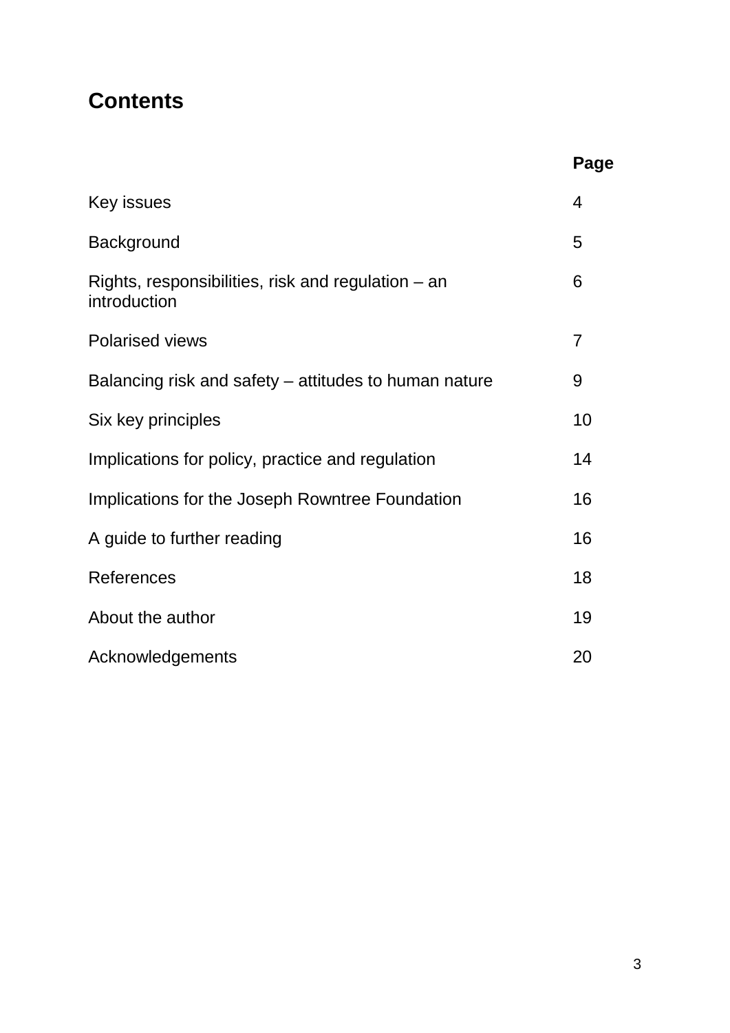# Contents

| | Page |
|---|---|
| Key issues | 4 |
| Background | 5 |
| Rights, responsibilities, risk and regulation – an introduction | 6 |
| Polarised views | 7 |
| Balancing risk and safety – attitudes to human nature | 9 |
| Six key principles | 10 |
| Implications for policy, practice and regulation | 14 |
| Implications for the Joseph Rowntree Foundation | 16 |
| A guide to further reading | 16 |
| References | 18 |
| About the author | 19 |
| Acknowledgements | 20 |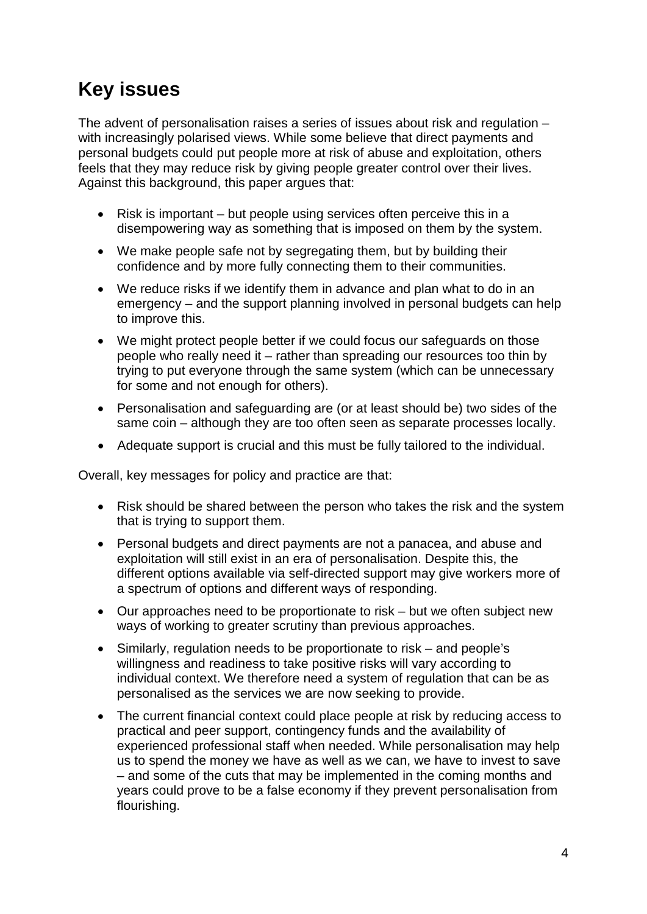## Key issues

The advent of personalisation raises a series of issues about risk and regulation – with increasingly polarised views. While some believe that direct payments and personal budgets could put people more at risk of abuse and exploitation, others feels that they may reduce risk by giving people greater control over their lives. Against this background, this paper argues that:

- Risk is important – but people using services often perceive this in a disempowering way as something that is imposed on them by the system.
- We make people safe not by segregating them, but by building their confidence and by more fully connecting them to their communities.
- We reduce risks if we identify them in advance and plan what to do in an emergency – and the support planning involved in personal budgets can help to improve this.
- We might protect people better if we could focus our safeguards on those people who really need it – rather than spreading our resources too thin by trying to put everyone through the same system (which can be unnecessary for some and not enough for others).
- Personalisation and safeguarding are (or at least should be) two sides of the same coin – although they are too often seen as separate processes locally.
- Adequate support is crucial and this must be fully tailored to the individual.

Overall, key messages for policy and practice are that:

- Risk should be shared between the person who takes the risk and the system that is trying to support them.
- Personal budgets and direct payments are not a panacea, and abuse and exploitation will still exist in an era of personalisation. Despite this, the different options available via self-directed support may give workers more of a spectrum of options and different ways of responding.
- Our approaches need to be proportionate to risk – but we often subject new ways of working to greater scrutiny than previous approaches.
- Similarly, regulation needs to be proportionate to risk – and people's willingness and readiness to take positive risks will vary according to individual context. We therefore need a system of regulation that can be as personalised as the services we are now seeking to provide.
- The current financial context could place people at risk by reducing access to practical and peer support, contingency funds and the availability of experienced professional staff when needed. While personalisation may help us to spend the money we have as well as we can, we have to invest to save – and some of the cuts that may be implemented in the coming months and years could prove to be a false economy if they prevent personalisation from flourishing.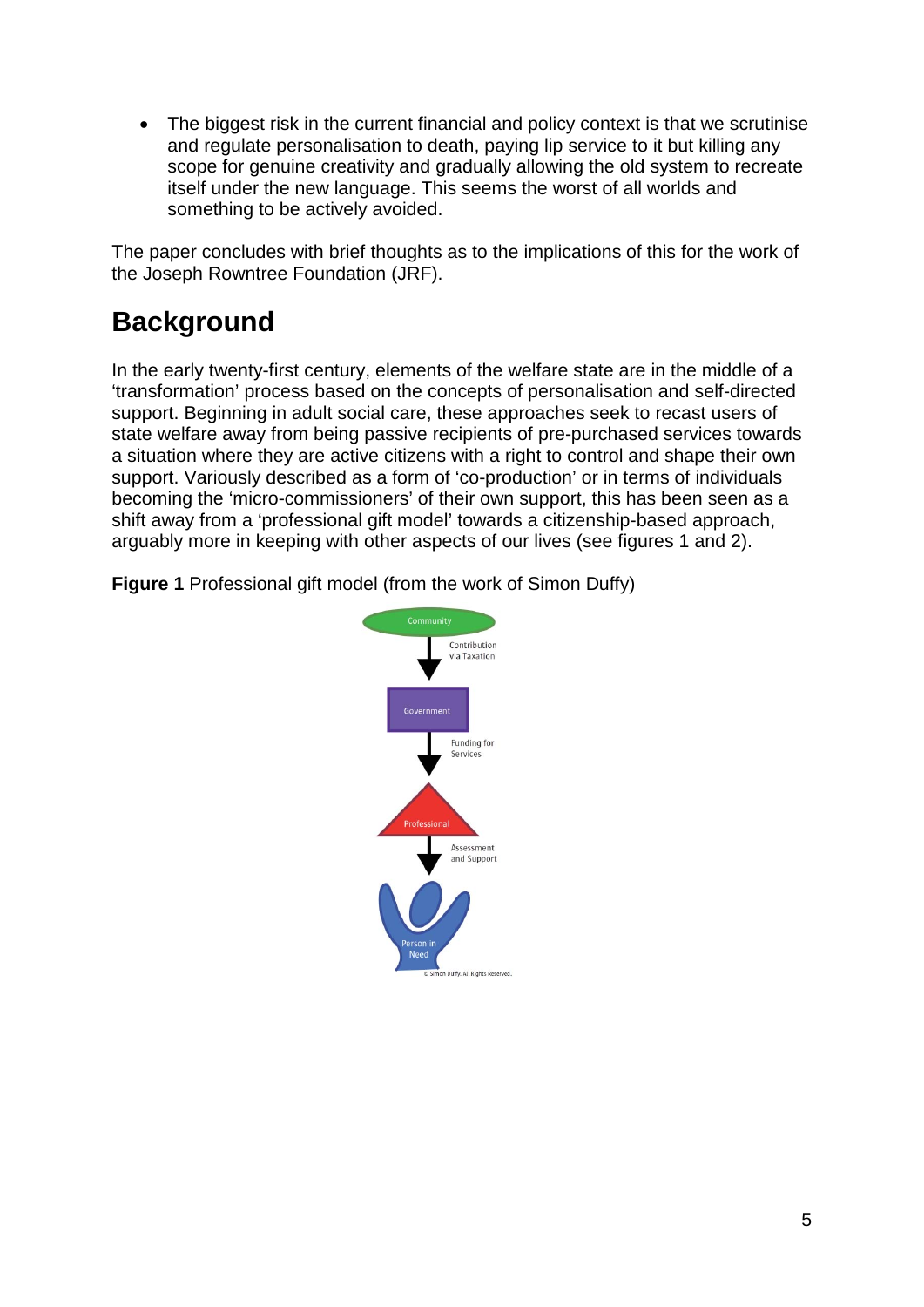- The biggest risk in the current financial and policy context is that we scrutinise and regulate personalisation to death, paying lip service to it but killing any scope for genuine creativity and gradually allowing the old system to recreate itself under the new language. This seems the worst of all worlds and something to be actively avoided.

The paper concludes with brief thoughts as to the implications of this for the work of the Joseph Rowntree Foundation (JRF).

## Background

In the early twenty-first century, elements of the welfare state are in the middle of a 'transformation' process based on the concepts of personalisation and self-directed support. Beginning in adult social care, these approaches seek to recast users of state welfare away from being passive recipients of pre-purchased services towards a situation where they are active citizens with a right to control and shape their own support. Variously described as a form of 'co-production' or in terms of individuals becoming the 'micro-commissioners' of their own support, this has been seen as a shift away from a 'professional gift model' towards a citizenship-based approach, arguably more in keeping with other aspects of our lives (see figures 1 and 2).

**Figure 1** Professional gift model (from the work of Simon Duffy)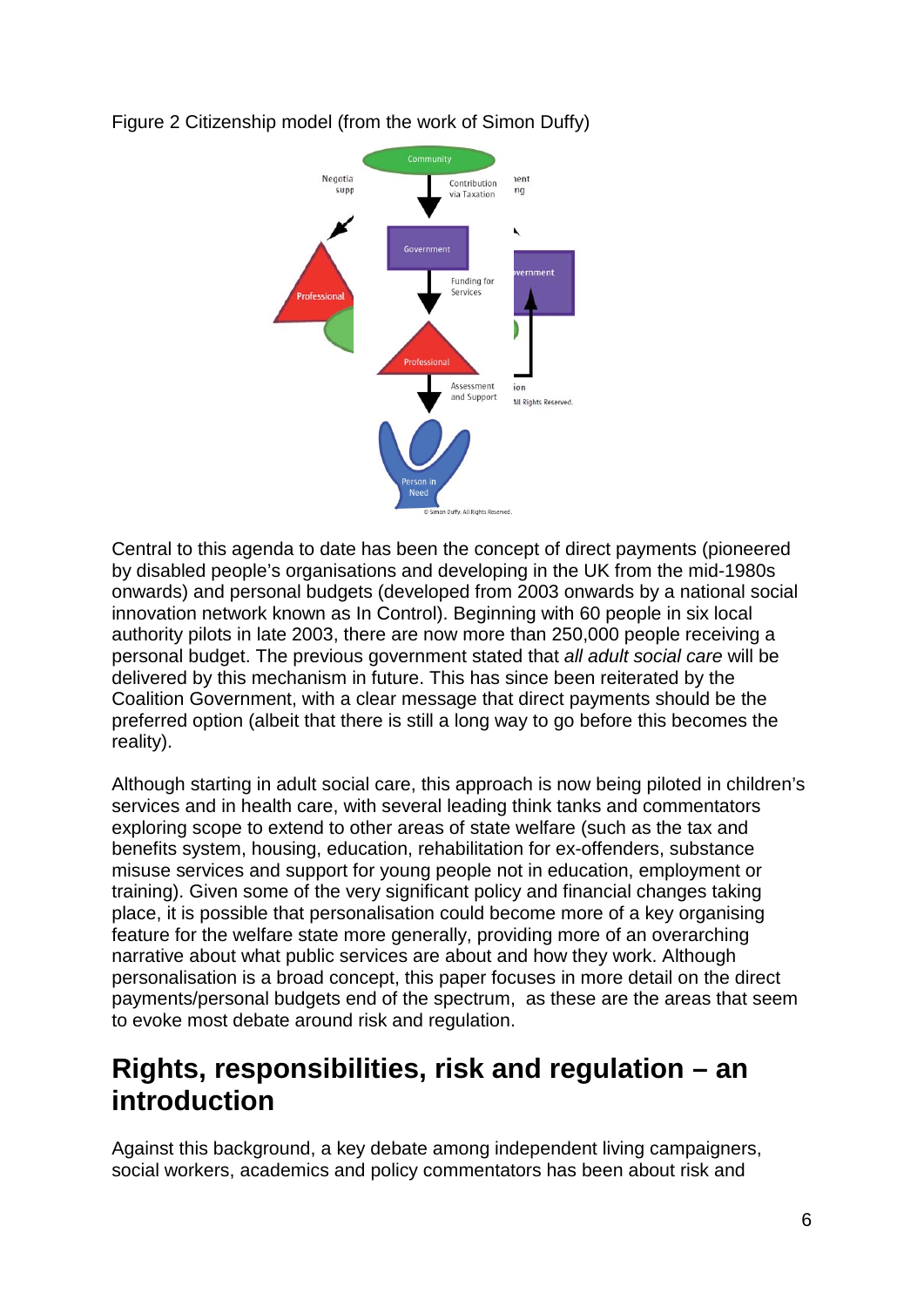Figure 2 Citizenship model (from the work of Simon Duffy)

Central to this agenda to date has been the concept of direct payments (pioneered by disabled people's organisations and developing in the UK from the mid-1980s onwards) and personal budgets (developed from 2003 onwards by a national social innovation network known as In Control). Beginning with 60 people in six local authority pilots in late 2003, there are now more than 250,000 people receiving a personal budget. The previous government stated that *all adult social care* will be delivered by this mechanism in future. This has since been reiterated by the Coalition Government, with a clear message that direct payments should be the preferred option (albeit that there is still a long way to go before this becomes the reality).

Although starting in adult social care, this approach is now being piloted in children's services and in health care, with several leading think tanks and commentators exploring scope to extend to other areas of state welfare (such as the tax and benefits system, housing, education, rehabilitation for ex-offenders, substance misuse services and support for young people not in education, employment or training). Given some of the very significant policy and financial changes taking place, it is possible that personalisation could become more of a key organising feature for the welfare state more generally, providing more of an overarching narrative about what public services are about and how they work. Although personalisation is a broad concept, this paper focuses in more detail on the direct payments/personal budgets end of the spectrum, as these are the areas that seem to evoke most debate around risk and regulation.

## Rights, responsibilities, risk and regulation – an introduction

Against this background, a key debate among independent living campaigners, social workers, academics and policy commentators has been about risk and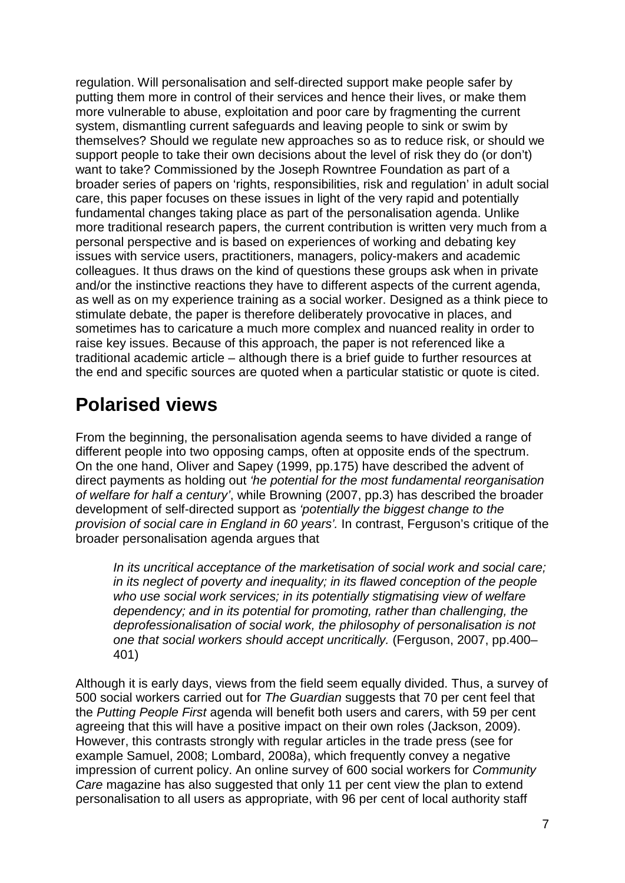regulation. Will personalisation and self-directed support make people safer by putting them more in control of their services and hence their lives, or make them more vulnerable to abuse, exploitation and poor care by fragmenting the current system, dismantling current safeguards and leaving people to sink or swim by themselves? Should we regulate new approaches so as to reduce risk, or should we support people to take their own decisions about the level of risk they do (or don't) want to take? Commissioned by the Joseph Rowntree Foundation as part of a broader series of papers on 'rights, responsibilities, risk and regulation' in adult social care, this paper focuses on these issues in light of the very rapid and potentially fundamental changes taking place as part of the personalisation agenda. Unlike more traditional research papers, the current contribution is written very much from a personal perspective and is based on experiences of working and debating key issues with service users, practitioners, managers, policy-makers and academic colleagues. It thus draws on the kind of questions these groups ask when in private and/or the instinctive reactions they have to different aspects of the current agenda, as well as on my experience training as a social worker. Designed as a think piece to stimulate debate, the paper is therefore deliberately provocative in places, and sometimes has to caricature a much more complex and nuanced reality in order to raise key issues. Because of this approach, the paper is not referenced like a traditional academic article – although there is a brief guide to further resources at the end and specific sources are quoted when a particular statistic or quote is cited.

## Polarised views

From the beginning, the personalisation agenda seems to have divided a range of different people into two opposing camps, often at opposite ends of the spectrum. On the one hand, Oliver and Sapey (1999, pp.175) have described the advent of direct payments as holding out *'he potential for the most fundamental reorganisation of welfare for half a century'*, while Browning (2007, pp.3) has described the broader development of self-directed support as *'potentially the biggest change to the provision of social care in England in 60 years'.* In contrast, Ferguson's critique of the broader personalisation agenda argues that

> *In its uncritical acceptance of the marketisation of social work and social care; in its neglect of poverty and inequality; in its flawed conception of the people who use social work services; in its potentially stigmatising view of welfare dependency; and in its potential for promoting, rather than challenging, the deprofessionalisation of social work, the philosophy of personalisation is not one that social workers should accept uncritically.* (Ferguson, 2007, pp.400–401)

Although it is early days, views from the field seem equally divided. Thus, a survey of 500 social workers carried out for *The Guardian* suggests that 70 per cent feel that the *Putting People First* agenda will benefit both users and carers, with 59 per cent agreeing that this will have a positive impact on their own roles (Jackson, 2009). However, this contrasts strongly with regular articles in the trade press (see for example Samuel, 2008; Lombard, 2008a), which frequently convey a negative impression of current policy. An online survey of 600 social workers for *Community Care* magazine has also suggested that only 11 per cent view the plan to extend personalisation to all users as appropriate, with 96 per cent of local authority staff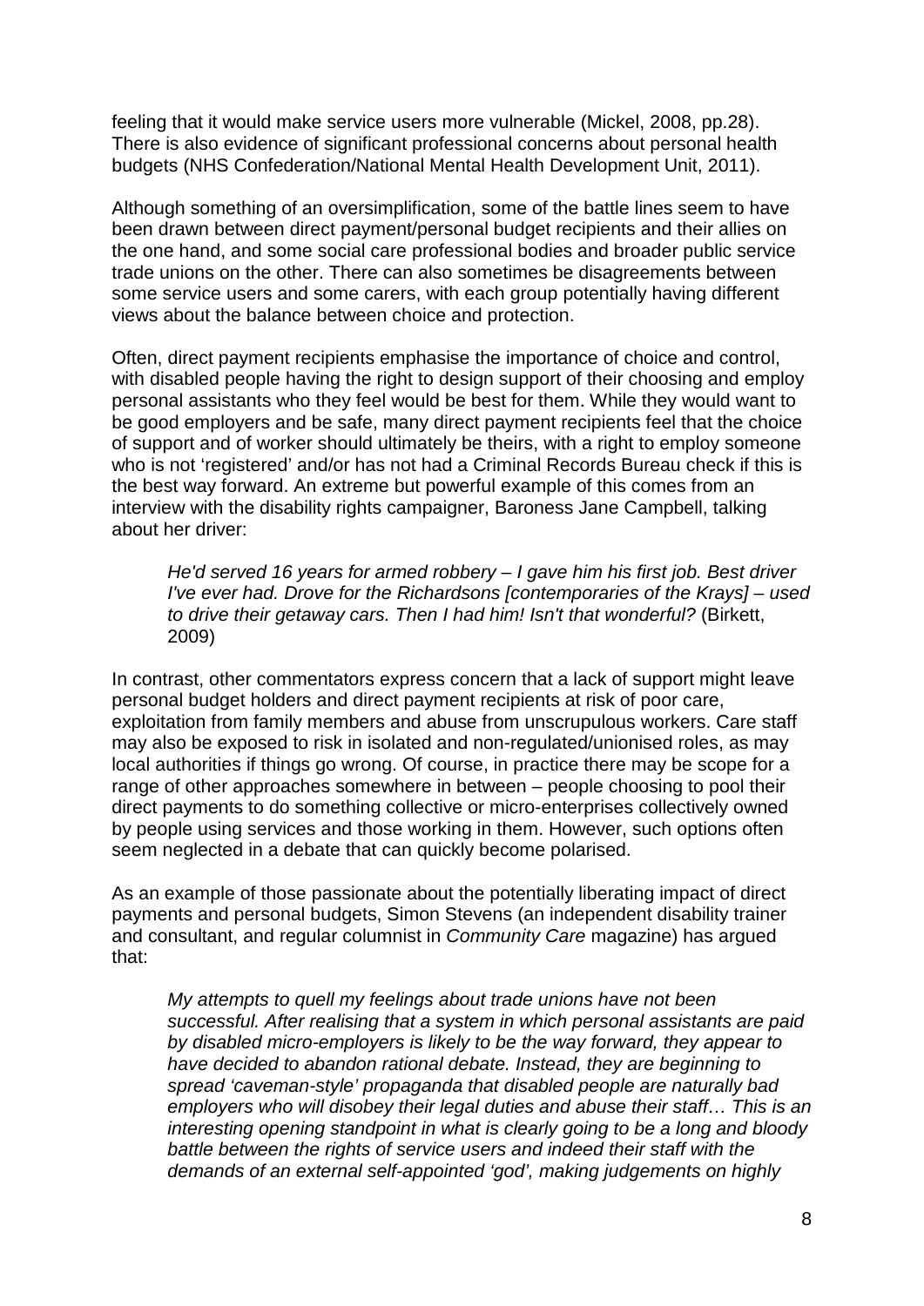feeling that it would make service users more vulnerable (Mickel, 2008, pp.28). There is also evidence of significant professional concerns about personal health budgets (NHS Confederation/National Mental Health Development Unit, 2011).

Although something of an oversimplification, some of the battle lines seem to have been drawn between direct payment/personal budget recipients and their allies on the one hand, and some social care professional bodies and broader public service trade unions on the other. There can also sometimes be disagreements between some service users and some carers, with each group potentially having different views about the balance between choice and protection.

Often, direct payment recipients emphasise the importance of choice and control, with disabled people having the right to design support of their choosing and employ personal assistants who they feel would be best for them. While they would want to be good employers and be safe, many direct payment recipients feel that the choice of support and of worker should ultimately be theirs, with a right to employ someone who is not 'registered' and/or has not had a Criminal Records Bureau check if this is the best way forward. An extreme but powerful example of this comes from an interview with the disability rights campaigner, Baroness Jane Campbell, talking about her driver:

> *He'd served 16 years for armed robbery – I gave him his first job. Best driver I've ever had. Drove for the Richardsons [contemporaries of the Krays] – used to drive their getaway cars. Then I had him! Isn't that wonderful?* (Birkett, 2009)

In contrast, other commentators express concern that a lack of support might leave personal budget holders and direct payment recipients at risk of poor care, exploitation from family members and abuse from unscrupulous workers. Care staff may also be exposed to risk in isolated and non-regulated/unionised roles, as may local authorities if things go wrong. Of course, in practice there may be scope for a range of other approaches somewhere in between – people choosing to pool their direct payments to do something collective or micro-enterprises collectively owned by people using services and those working in them. However, such options often seem neglected in a debate that can quickly become polarised.

As an example of those passionate about the potentially liberating impact of direct payments and personal budgets, Simon Stevens (an independent disability trainer and consultant, and regular columnist in *Community Care* magazine) has argued that:

> *My attempts to quell my feelings about trade unions have not been successful. After realising that a system in which personal assistants are paid by disabled micro-employers is likely to be the way forward, they appear to have decided to abandon rational debate. Instead, they are beginning to spread 'caveman-style' propaganda that disabled people are naturally bad employers who will disobey their legal duties and abuse their staff… This is an interesting opening standpoint in what is clearly going to be a long and bloody battle between the rights of service users and indeed their staff with the demands of an external self-appointed 'god', making judgements on highly*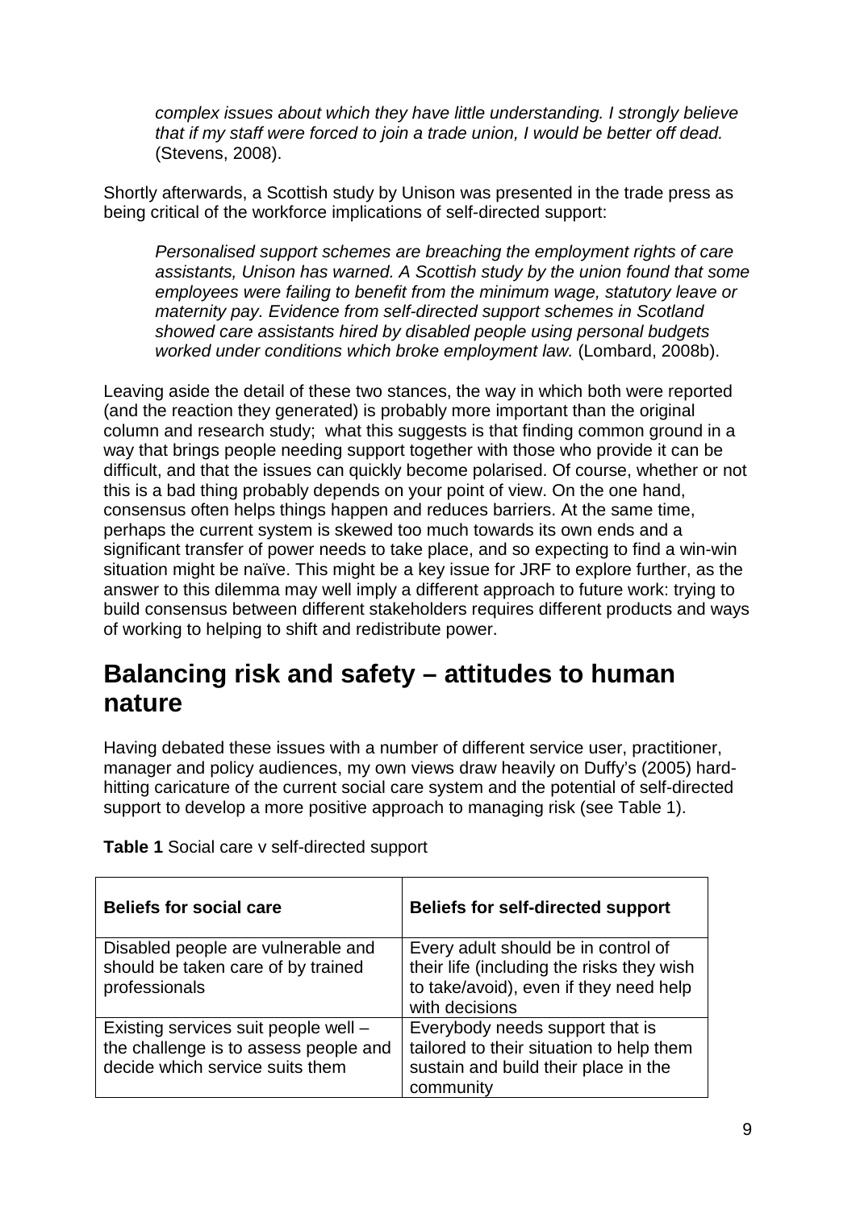> *complex issues about which they have little understanding. I strongly believe that if my staff were forced to join a trade union, I would be better off dead.* (Stevens, 2008).

Shortly afterwards, a Scottish study by Unison was presented in the trade press as being critical of the workforce implications of self-directed support:

> *Personalised support schemes are breaching the employment rights of care assistants, Unison has warned. A Scottish study by the union found that some employees were failing to benefit from the minimum wage, statutory leave or maternity pay. Evidence from self-directed support schemes in Scotland showed care assistants hired by disabled people using personal budgets worked under conditions which broke employment law.* (Lombard, 2008b).

Leaving aside the detail of these two stances, the way in which both were reported (and the reaction they generated) is probably more important than the original column and research study; what this suggests is that finding common ground in a way that brings people needing support together with those who provide it can be difficult, and that the issues can quickly become polarised. Of course, whether or not this is a bad thing probably depends on your point of view. On the one hand, consensus often helps things happen and reduces barriers. At the same time, perhaps the current system is skewed too much towards its own ends and a significant transfer of power needs to take place, and so expecting to find a win-win situation might be naïve. This might be a key issue for JRF to explore further, as the answer to this dilemma may well imply a different approach to future work: trying to build consensus between different stakeholders requires different products and ways of working to helping to shift and redistribute power.

## Balancing risk and safety – attitudes to human nature

Having debated these issues with a number of different service user, practitioner, manager and policy audiences, my own views draw heavily on Duffy's (2005) hard-hitting caricature of the current social care system and the potential of self-directed support to develop a more positive approach to managing risk (see Table 1).

**Table 1** Social care v self-directed support

| Beliefs for social care | Beliefs for self-directed support |
|---|---|
| Disabled people are vulnerable and should be taken care of by trained professionals | Every adult should be in control of their life (including the risks they wish to take/avoid), even if they need help with decisions |
| Existing services suit people well – the challenge is to assess people and decide which service suits them | Everybody needs support that is tailored to their situation to help them sustain and build their place in the community |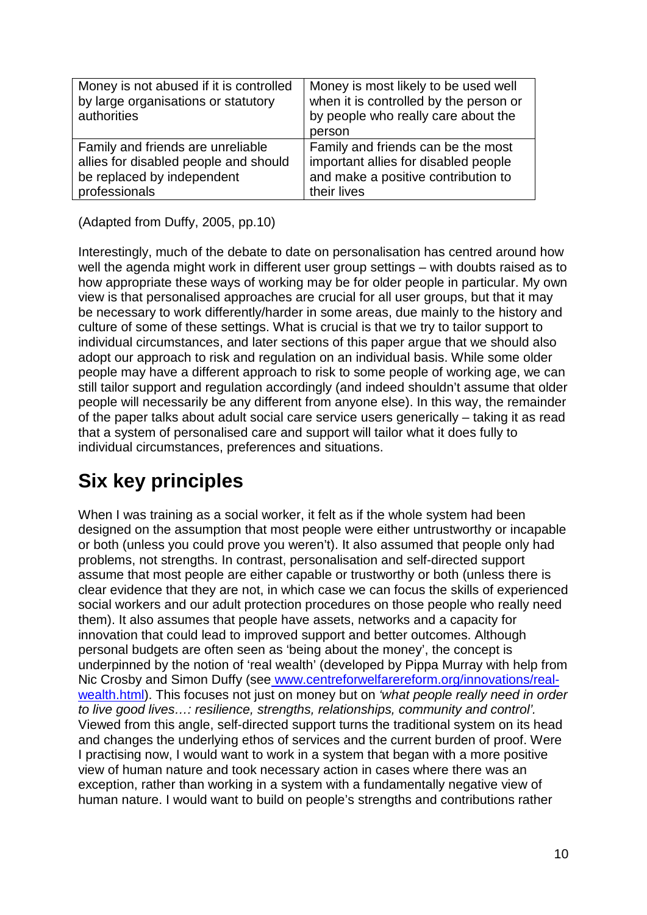| Money is not abused if it is controlled by large organisations or statutory authorities | Money is most likely to be used well when it is controlled by the person or by people who really care about the person |
| --- | --- |
| Family and friends are unreliable allies for disabled people and should be replaced by independent professionals | Family and friends can be the most important allies for disabled people and make a positive contribution to their lives |

(Adapted from Duffy, 2005, pp.10)

Interestingly, much of the debate to date on personalisation has centred around how well the agenda might work in different user group settings – with doubts raised as to how appropriate these ways of working may be for older people in particular. My own view is that personalised approaches are crucial for all user groups, but that it may be necessary to work differently/harder in some areas, due mainly to the history and culture of some of these settings. What is crucial is that we try to tailor support to individual circumstances, and later sections of this paper argue that we should also adopt our approach to risk and regulation on an individual basis. While some older people may have a different approach to risk to some people of working age, we can still tailor support and regulation accordingly (and indeed shouldn't assume that older people will necessarily be any different from anyone else). In this way, the remainder of the paper talks about adult social care service users generically – taking it as read that a system of personalised care and support will tailor what it does fully to individual circumstances, preferences and situations.

## Six key principles

When I was training as a social worker, it felt as if the whole system had been designed on the assumption that most people were either untrustworthy or incapable or both (unless you could prove you weren't). It also assumed that people only had problems, not strengths. In contrast, personalisation and self-directed support assume that most people are either capable or trustworthy or both (unless there is clear evidence that they are not, in which case we can focus the skills of experienced social workers and our adult protection procedures on those people who really need them). It also assumes that people have assets, networks and a capacity for innovation that could lead to improved support and better outcomes. Although personal budgets are often seen as 'being about the money', the concept is underpinned by the notion of 'real wealth' (developed by Pippa Murray with help from Nic Crosby and Simon Duffy (see www.centreforwelfarereform.org/innovations/real-wealth.html). This focuses not just on money but on *'what people really need in order to live good lives…: resilience, strengths, relationships, community and control'*. Viewed from this angle, self-directed support turns the traditional system on its head and changes the underlying ethos of services and the current burden of proof. Were I practising now, I would want to work in a system that began with a more positive view of human nature and took necessary action in cases where there was an exception, rather than working in a system with a fundamentally negative view of human nature. I would want to build on people's strengths and contributions rather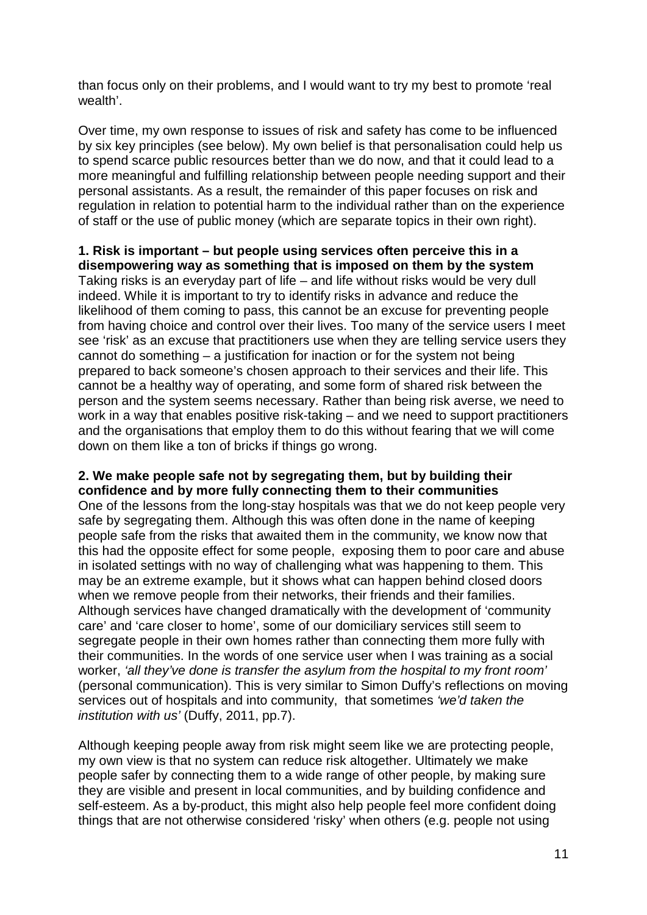than focus only on their problems, and I would want to try my best to promote 'real wealth'.

Over time, my own response to issues of risk and safety has come to be influenced by six key principles (see below). My own belief is that personalisation could help us to spend scarce public resources better than we do now, and that it could lead to a more meaningful and fulfilling relationship between people needing support and their personal assistants. As a result, the remainder of this paper focuses on risk and regulation in relation to potential harm to the individual rather than on the experience of staff or the use of public money (which are separate topics in their own right).

**1. Risk is important – but people using services often perceive this in a disempowering way as something that is imposed on them by the system**

Taking risks is an everyday part of life – and life without risks would be very dull indeed. While it is important to try to identify risks in advance and reduce the likelihood of them coming to pass, this cannot be an excuse for preventing people from having choice and control over their lives. Too many of the service users I meet see 'risk' as an excuse that practitioners use when they are telling service users they cannot do something – a justification for inaction or for the system not being prepared to back someone's chosen approach to their services and their life. This cannot be a healthy way of operating, and some form of shared risk between the person and the system seems necessary. Rather than being risk averse, we need to work in a way that enables positive risk-taking – and we need to support practitioners and the organisations that employ them to do this without fearing that we will come down on them like a ton of bricks if things go wrong.

**2. We make people safe not by segregating them, but by building their confidence and by more fully connecting them to their communities**

One of the lessons from the long-stay hospitals was that we do not keep people very safe by segregating them. Although this was often done in the name of keeping people safe from the risks that awaited them in the community, we know now that this had the opposite effect for some people, exposing them to poor care and abuse in isolated settings with no way of challenging what was happening to them. This may be an extreme example, but it shows what can happen behind closed doors when we remove people from their networks, their friends and their families. Although services have changed dramatically with the development of 'community care' and 'care closer to home', some of our domiciliary services still seem to segregate people in their own homes rather than connecting them more fully with their communities. In the words of one service user when I was training as a social worker, *'all they've done is transfer the asylum from the hospital to my front room'* (personal communication). This is very similar to Simon Duffy's reflections on moving services out of hospitals and into community, that sometimes *'we'd taken the institution with us'* (Duffy, 2011, pp.7).

Although keeping people away from risk might seem like we are protecting people, my own view is that no system can reduce risk altogether. Ultimately we make people safer by connecting them to a wide range of other people, by making sure they are visible and present in local communities, and by building confidence and self-esteem. As a by-product, this might also help people feel more confident doing things that are not otherwise considered 'risky' when others (e.g. people not using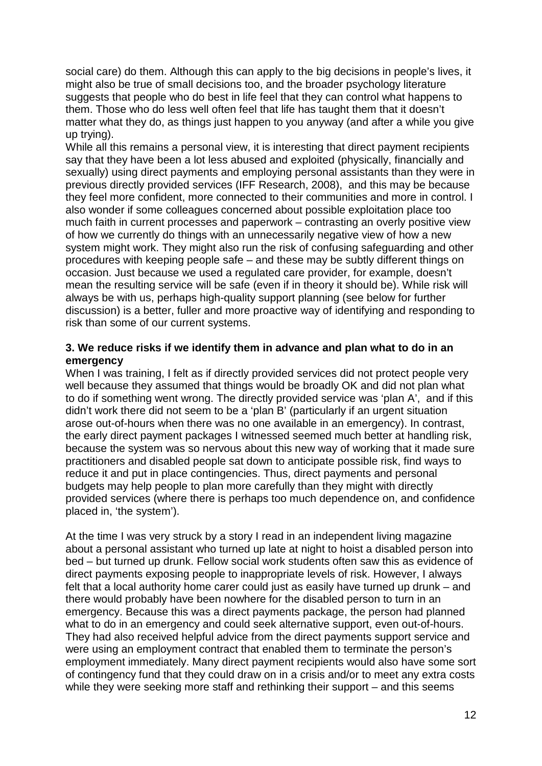social care) do them. Although this can apply to the big decisions in people's lives, it might also be true of small decisions too, and the broader psychology literature suggests that people who do best in life feel that they can control what happens to them. Those who do less well often feel that life has taught them that it doesn't matter what they do, as things just happen to you anyway (and after a while you give up trying).

While all this remains a personal view, it is interesting that direct payment recipients say that they have been a lot less abused and exploited (physically, financially and sexually) using direct payments and employing personal assistants than they were in previous directly provided services (IFF Research, 2008), and this may be because they feel more confident, more connected to their communities and more in control. I also wonder if some colleagues concerned about possible exploitation place too much faith in current processes and paperwork – contrasting an overly positive view of how we currently do things with an unnecessarily negative view of how a new system might work. They might also run the risk of confusing safeguarding and other procedures with keeping people safe – and these may be subtly different things on occasion. Just because we used a regulated care provider, for example, doesn't mean the resulting service will be safe (even if in theory it should be). While risk will always be with us, perhaps high-quality support planning (see below for further discussion) is a better, fuller and more proactive way of identifying and responding to risk than some of our current systems.

**3. We reduce risks if we identify them in advance and plan what to do in an emergency**

When I was training, I felt as if directly provided services did not protect people very well because they assumed that things would be broadly OK and did not plan what to do if something went wrong. The directly provided service was 'plan A', and if this didn't work there did not seem to be a 'plan B' (particularly if an urgent situation arose out-of-hours when there was no one available in an emergency). In contrast, the early direct payment packages I witnessed seemed much better at handling risk, because the system was so nervous about this new way of working that it made sure practitioners and disabled people sat down to anticipate possible risk, find ways to reduce it and put in place contingencies. Thus, direct payments and personal budgets may help people to plan more carefully than they might with directly provided services (where there is perhaps too much dependence on, and confidence placed in, 'the system').

At the time I was very struck by a story I read in an independent living magazine about a personal assistant who turned up late at night to hoist a disabled person into bed – but turned up drunk. Fellow social work students often saw this as evidence of direct payments exposing people to inappropriate levels of risk. However, I always felt that a local authority home carer could just as easily have turned up drunk – and there would probably have been nowhere for the disabled person to turn in an emergency. Because this was a direct payments package, the person had planned what to do in an emergency and could seek alternative support, even out-of-hours. They had also received helpful advice from the direct payments support service and were using an employment contract that enabled them to terminate the person's employment immediately. Many direct payment recipients would also have some sort of contingency fund that they could draw on in a crisis and/or to meet any extra costs while they were seeking more staff and rethinking their support – and this seems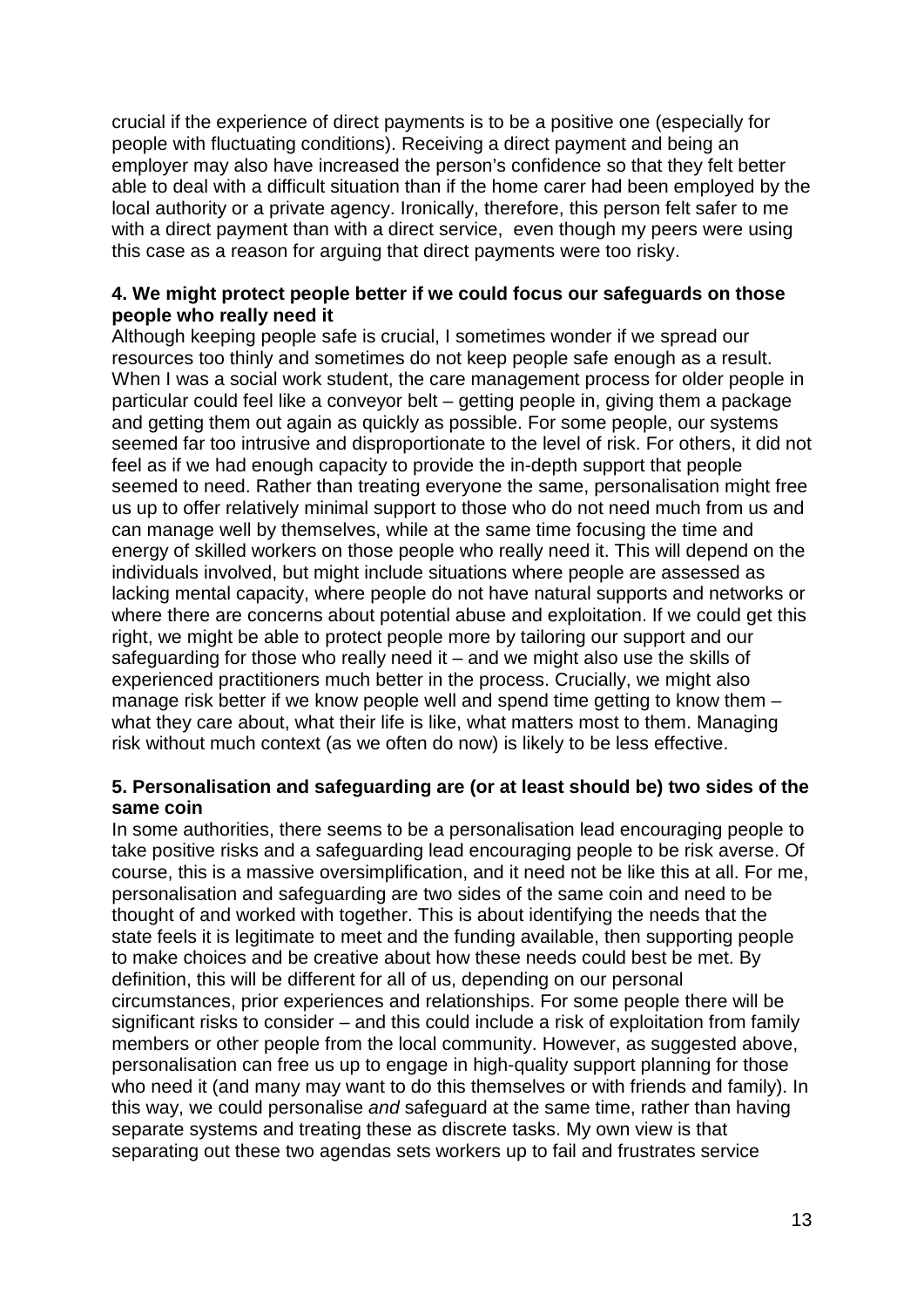crucial if the experience of direct payments is to be a positive one (especially for people with fluctuating conditions). Receiving a direct payment and being an employer may also have increased the person's confidence so that they felt better able to deal with a difficult situation than if the home carer had been employed by the local authority or a private agency. Ironically, therefore, this person felt safer to me with a direct payment than with a direct service, even though my peers were using this case as a reason for arguing that direct payments were too risky.

**4. We might protect people better if we could focus our safeguards on those people who really need it**

Although keeping people safe is crucial, I sometimes wonder if we spread our resources too thinly and sometimes do not keep people safe enough as a result. When I was a social work student, the care management process for older people in particular could feel like a conveyor belt – getting people in, giving them a package and getting them out again as quickly as possible. For some people, our systems seemed far too intrusive and disproportionate to the level of risk. For others, it did not feel as if we had enough capacity to provide the in-depth support that people seemed to need. Rather than treating everyone the same, personalisation might free us up to offer relatively minimal support to those who do not need much from us and can manage well by themselves, while at the same time focusing the time and energy of skilled workers on those people who really need it. This will depend on the individuals involved, but might include situations where people are assessed as lacking mental capacity, where people do not have natural supports and networks or where there are concerns about potential abuse and exploitation. If we could get this right, we might be able to protect people more by tailoring our support and our safeguarding for those who really need it – and we might also use the skills of experienced practitioners much better in the process. Crucially, we might also manage risk better if we know people well and spend time getting to know them – what they care about, what their life is like, what matters most to them. Managing risk without much context (as we often do now) is likely to be less effective.

**5. Personalisation and safeguarding are (or at least should be) two sides of the same coin**

In some authorities, there seems to be a personalisation lead encouraging people to take positive risks and a safeguarding lead encouraging people to be risk averse. Of course, this is a massive oversimplification, and it need not be like this at all. For me, personalisation and safeguarding are two sides of the same coin and need to be thought of and worked with together. This is about identifying the needs that the state feels it is legitimate to meet and the funding available, then supporting people to make choices and be creative about how these needs could best be met. By definition, this will be different for all of us, depending on our personal circumstances, prior experiences and relationships. For some people there will be significant risks to consider – and this could include a risk of exploitation from family members or other people from the local community. However, as suggested above, personalisation can free us up to engage in high-quality support planning for those who need it (and many may want to do this themselves or with friends and family). In this way, we could personalise *and* safeguard at the same time, rather than having separate systems and treating these as discrete tasks. My own view is that separating out these two agendas sets workers up to fail and frustrates service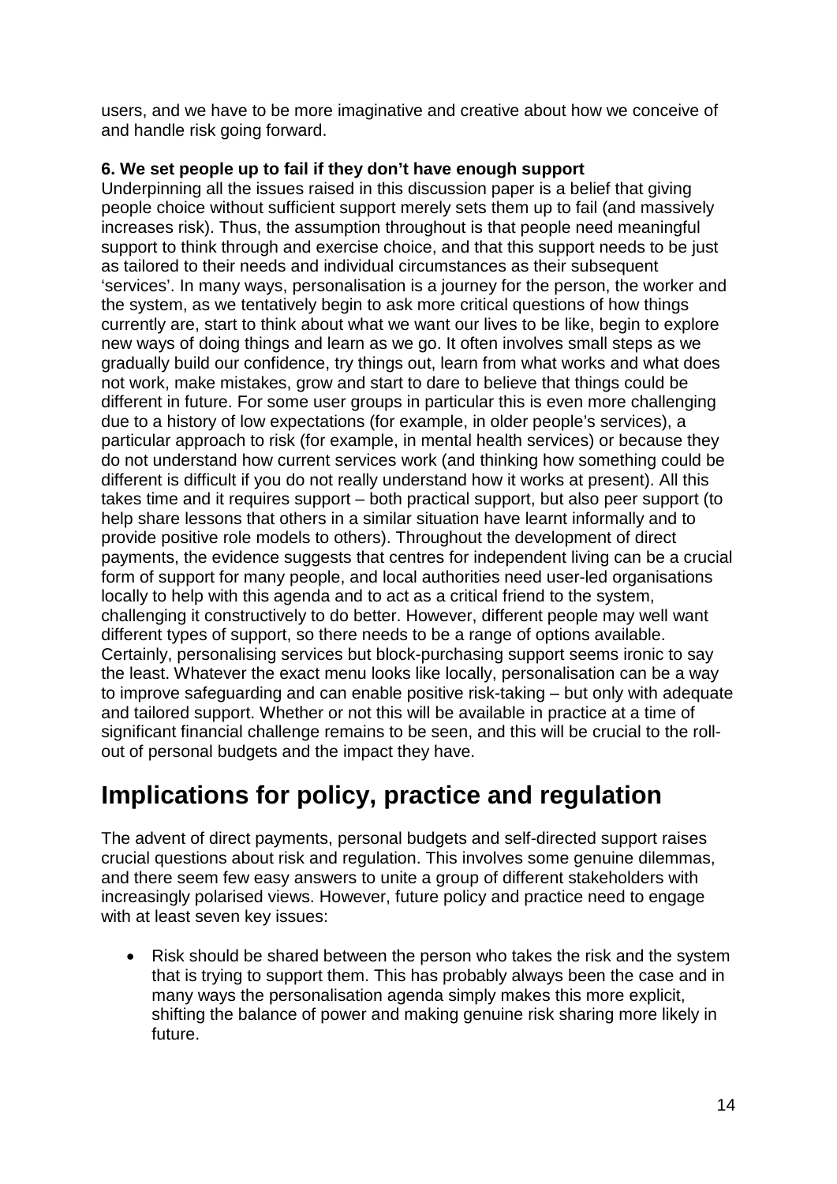users, and we have to be more imaginative and creative about how we conceive of and handle risk going forward.

**6. We set people up to fail if they don't have enough support**

Underpinning all the issues raised in this discussion paper is a belief that giving people choice without sufficient support merely sets them up to fail (and massively increases risk). Thus, the assumption throughout is that people need meaningful support to think through and exercise choice, and that this support needs to be just as tailored to their needs and individual circumstances as their subsequent 'services'. In many ways, personalisation is a journey for the person, the worker and the system, as we tentatively begin to ask more critical questions of how things currently are, start to think about what we want our lives to be like, begin to explore new ways of doing things and learn as we go. It often involves small steps as we gradually build our confidence, try things out, learn from what works and what does not work, make mistakes, grow and start to dare to believe that things could be different in future. For some user groups in particular this is even more challenging due to a history of low expectations (for example, in older people's services), a particular approach to risk (for example, in mental health services) or because they do not understand how current services work (and thinking how something could be different is difficult if you do not really understand how it works at present). All this takes time and it requires support – both practical support, but also peer support (to help share lessons that others in a similar situation have learnt informally and to provide positive role models to others). Throughout the development of direct payments, the evidence suggests that centres for independent living can be a crucial form of support for many people, and local authorities need user-led organisations locally to help with this agenda and to act as a critical friend to the system, challenging it constructively to do better. However, different people may well want different types of support, so there needs to be a range of options available. Certainly, personalising services but block-purchasing support seems ironic to say the least. Whatever the exact menu looks like locally, personalisation can be a way to improve safeguarding and can enable positive risk-taking – but only with adequate and tailored support. Whether or not this will be available in practice at a time of significant financial challenge remains to be seen, and this will be crucial to the roll-out of personal budgets and the impact they have.

# Implications for policy, practice and regulation

The advent of direct payments, personal budgets and self-directed support raises crucial questions about risk and regulation. This involves some genuine dilemmas, and there seem few easy answers to unite a group of different stakeholders with increasingly polarised views. However, future policy and practice need to engage with at least seven key issues:

- Risk should be shared between the person who takes the risk and the system that is trying to support them. This has probably always been the case and in many ways the personalisation agenda simply makes this more explicit, shifting the balance of power and making genuine risk sharing more likely in future.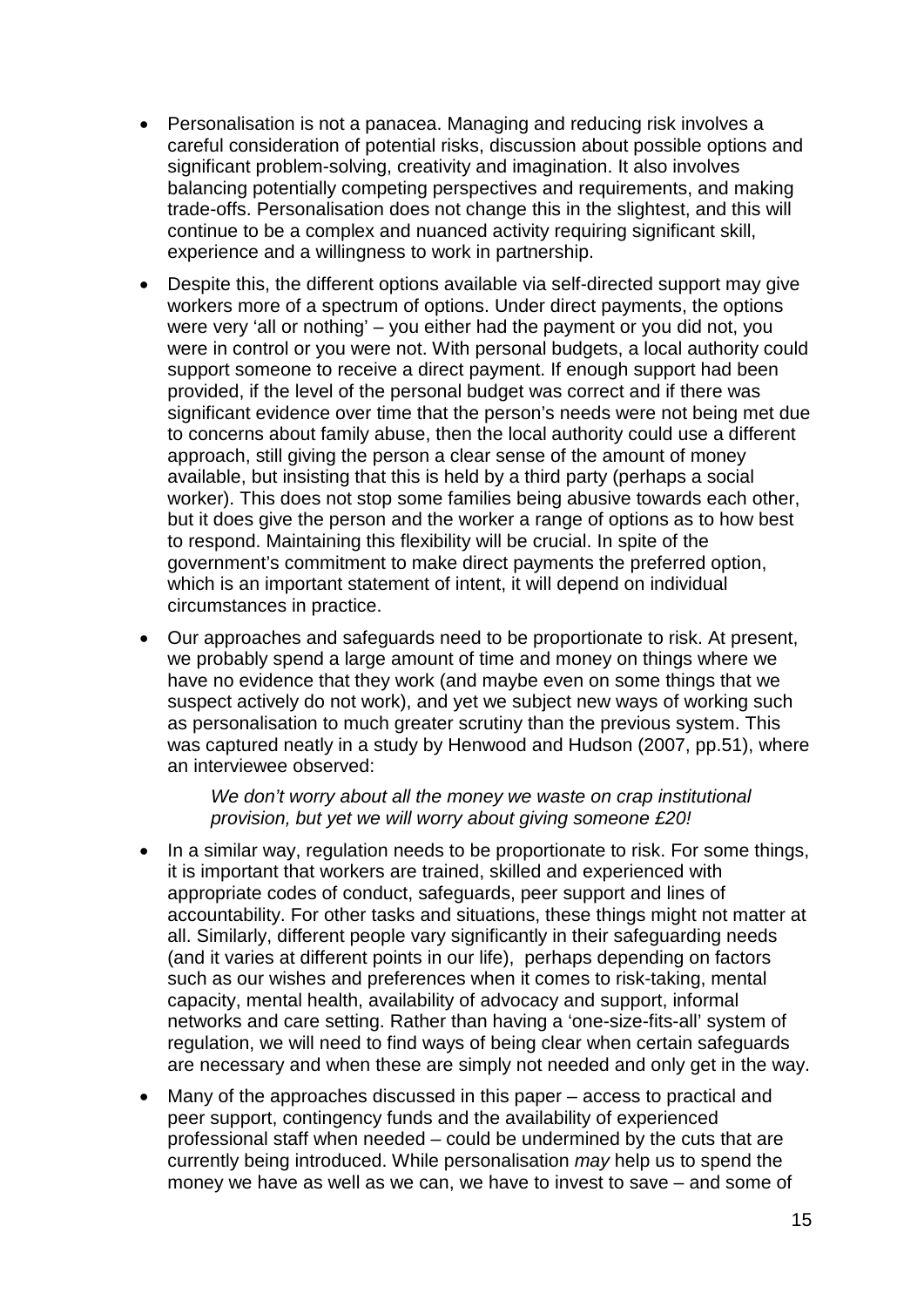- Personalisation is not a panacea. Managing and reducing risk involves a careful consideration of potential risks, discussion about possible options and significant problem-solving, creativity and imagination. It also involves balancing potentially competing perspectives and requirements, and making trade-offs. Personalisation does not change this in the slightest, and this will continue to be a complex and nuanced activity requiring significant skill, experience and a willingness to work in partnership.

- Despite this, the different options available via self-directed support may give workers more of a spectrum of options. Under direct payments, the options were very 'all or nothing' – you either had the payment or you did not, you were in control or you were not. With personal budgets, a local authority could support someone to receive a direct payment. If enough support had been provided, if the level of the personal budget was correct and if there was significant evidence over time that the person's needs were not being met due to concerns about family abuse, then the local authority could use a different approach, still giving the person a clear sense of the amount of money available, but insisting that this is held by a third party (perhaps a social worker). This does not stop some families being abusive towards each other, but it does give the person and the worker a range of options as to how best to respond. Maintaining this flexibility will be crucial. In spite of the government's commitment to make direct payments the preferred option, which is an important statement of intent, it will depend on individual circumstances in practice.

- Our approaches and safeguards need to be proportionate to risk. At present, we probably spend a large amount of time and money on things where we have no evidence that they work (and maybe even on some things that we suspect actively do not work), and yet we subject new ways of working such as personalisation to much greater scrutiny than the previous system. This was captured neatly in a study by Henwood and Hudson (2007, pp.51), where an interviewee observed:

  *We don't worry about all the money we waste on crap institutional provision, but yet we will worry about giving someone £20!*

- In a similar way, regulation needs to be proportionate to risk. For some things, it is important that workers are trained, skilled and experienced with appropriate codes of conduct, safeguards, peer support and lines of accountability. For other tasks and situations, these things might not matter at all. Similarly, different people vary significantly in their safeguarding needs (and it varies at different points in our life), perhaps depending on factors such as our wishes and preferences when it comes to risk-taking, mental capacity, mental health, availability of advocacy and support, informal networks and care setting. Rather than having a 'one-size-fits-all' system of regulation, we will need to find ways of being clear when certain safeguards are necessary and when these are simply not needed and only get in the way.

- Many of the approaches discussed in this paper – access to practical and peer support, contingency funds and the availability of experienced professional staff when needed – could be undermined by the cuts that are currently being introduced. While personalisation *may* help us to spend the money we have as well as we can, we have to invest to save – and some of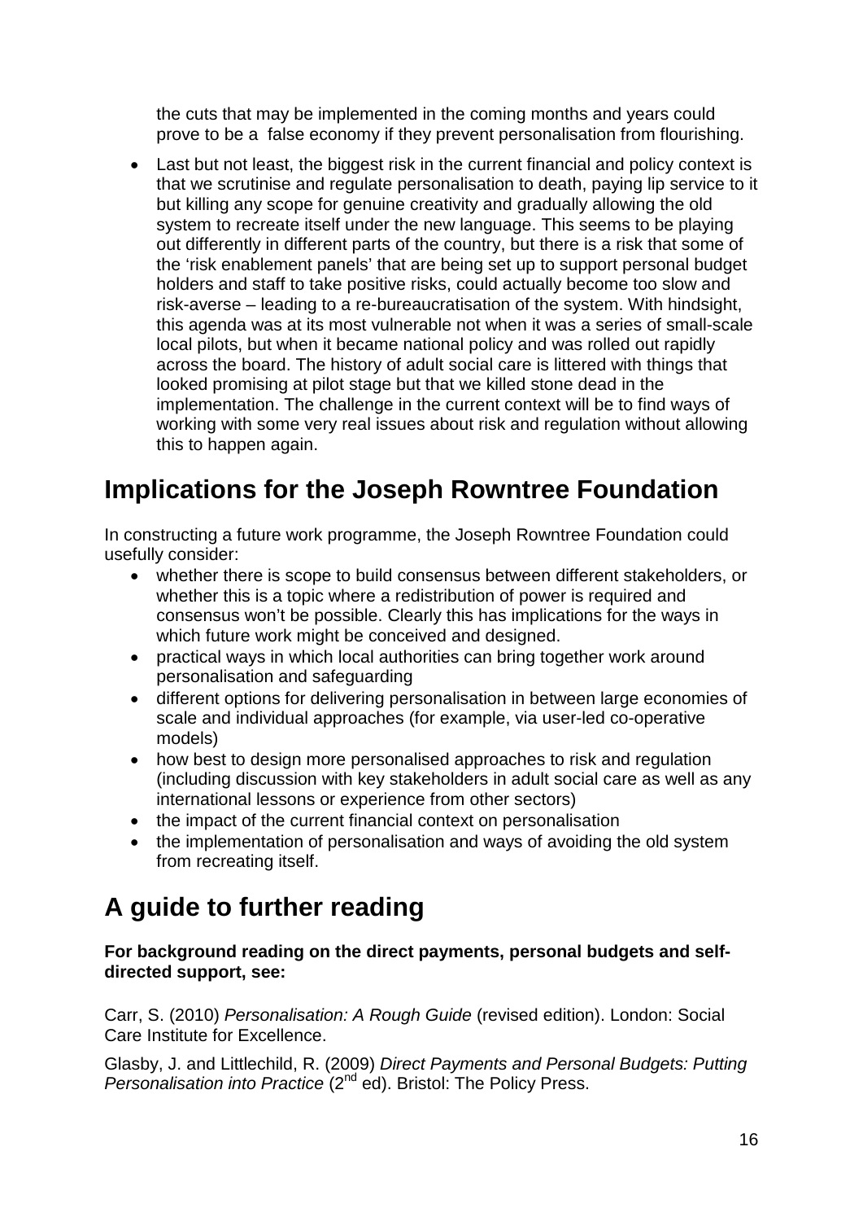the cuts that may be implemented in the coming months and years could prove to be a false economy if they prevent personalisation from flourishing.

- Last but not least, the biggest risk in the current financial and policy context is that we scrutinise and regulate personalisation to death, paying lip service to it but killing any scope for genuine creativity and gradually allowing the old system to recreate itself under the new language. This seems to be playing out differently in different parts of the country, but there is a risk that some of the 'risk enablement panels' that are being set up to support personal budget holders and staff to take positive risks, could actually become too slow and risk-averse – leading to a re-bureaucratisation of the system. With hindsight, this agenda was at its most vulnerable not when it was a series of small-scale local pilots, but when it became national policy and was rolled out rapidly across the board. The history of adult social care is littered with things that looked promising at pilot stage but that we killed stone dead in the implementation. The challenge in the current context will be to find ways of working with some very real issues about risk and regulation without allowing this to happen again.

# Implications for the Joseph Rowntree Foundation

In constructing a future work programme, the Joseph Rowntree Foundation could usefully consider:

- whether there is scope to build consensus between different stakeholders, or whether this is a topic where a redistribution of power is required and consensus won't be possible. Clearly this has implications for the ways in which future work might be conceived and designed.
- practical ways in which local authorities can bring together work around personalisation and safeguarding
- different options for delivering personalisation in between large economies of scale and individual approaches (for example, via user-led co-operative models)
- how best to design more personalised approaches to risk and regulation (including discussion with key stakeholders in adult social care as well as any international lessons or experience from other sectors)
- the impact of the current financial context on personalisation
- the implementation of personalisation and ways of avoiding the old system from recreating itself.

# A guide to further reading

**For background reading on the direct payments, personal budgets and self-directed support, see:**

Carr, S. (2010) *Personalisation: A Rough Guide* (revised edition). London: Social Care Institute for Excellence.

Glasby, J. and Littlechild, R. (2009) *Direct Payments and Personal Budgets: Putting Personalisation into Practice* (2nd ed). Bristol: The Policy Press.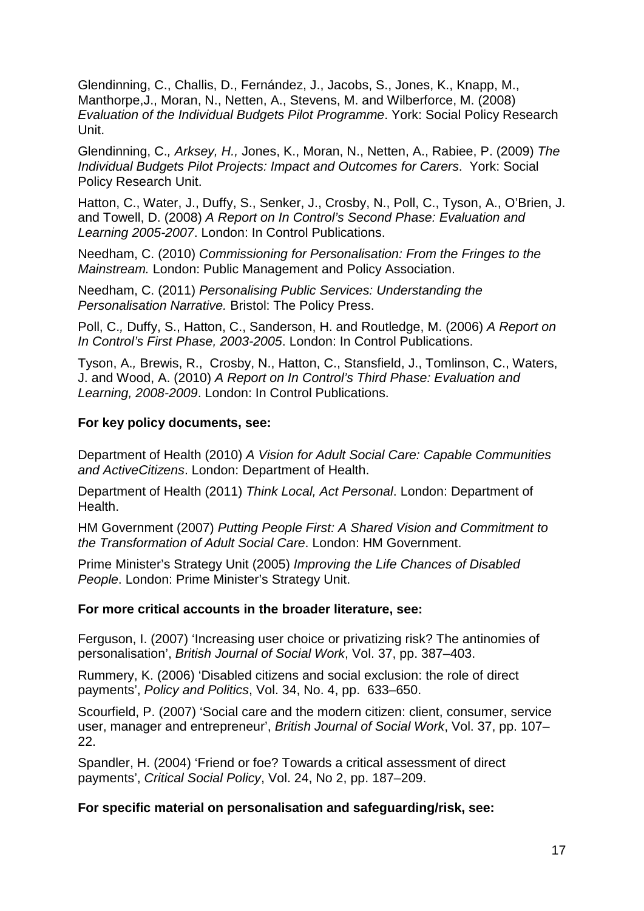Glendinning, C., Challis, D., Fernández, J., Jacobs, S., Jones, K., Knapp, M., Manthorpe,J., Moran, N., Netten, A., Stevens, M. and Wilberforce, M. (2008) *Evaluation of the Individual Budgets Pilot Programme*. York: Social Policy Research Unit.

Glendinning, C.*, Arksey, H.,* Jones, K., Moran, N., Netten, A., Rabiee, P. (2009) *The Individual Budgets Pilot Projects: Impact and Outcomes for Carers*. York: Social Policy Research Unit.

Hatton, C., Water, J., Duffy, S., Senker, J., Crosby, N., Poll, C., Tyson, A., O'Brien, J. and Towell, D. (2008) *A Report on In Control's Second Phase: Evaluation and Learning 2005-2007*. London: In Control Publications.

Needham, C. (2010) *Commissioning for Personalisation: From the Fringes to the Mainstream.* London: Public Management and Policy Association.

Needham, C. (2011) *Personalising Public Services: Understanding the Personalisation Narrative.* Bristol: The Policy Press.

Poll, C.*,* Duffy, S., Hatton, C., Sanderson, H. and Routledge, M. (2006) *A Report on In Control's First Phase, 2003-2005*. London: In Control Publications.

Tyson, A.*,* Brewis, R., Crosby, N., Hatton, C., Stansfield, J., Tomlinson, C., Waters, J. and Wood, A. (2010) *A Report on In Control's Third Phase: Evaluation and Learning, 2008-2009*. London: In Control Publications.

**For key policy documents, see:**

Department of Health (2010) *A Vision for Adult Social Care: Capable Communities and ActiveCitizens*. London: Department of Health.

Department of Health (2011) *Think Local, Act Personal*. London: Department of Health.

HM Government (2007) *Putting People First: A Shared Vision and Commitment to the Transformation of Adult Social Care*. London: HM Government.

Prime Minister's Strategy Unit (2005) *Improving the Life Chances of Disabled People*. London: Prime Minister's Strategy Unit.

**For more critical accounts in the broader literature, see:**

Ferguson, I. (2007) 'Increasing user choice or privatizing risk? The antinomies of personalisation', *British Journal of Social Work*, Vol. 37, pp. 387–403.

Rummery, K. (2006) 'Disabled citizens and social exclusion: the role of direct payments', *Policy and Politics*, Vol. 34, No. 4, pp. 633–650.

Scourfield, P. (2007) 'Social care and the modern citizen: client, consumer, service user, manager and entrepreneur', *British Journal of Social Work*, Vol. 37, pp. 107–22.

Spandler, H. (2004) 'Friend or foe? Towards a critical assessment of direct payments', *Critical Social Policy*, Vol. 24, No 2, pp. 187–209.

**For specific material on personalisation and safeguarding/risk, see:**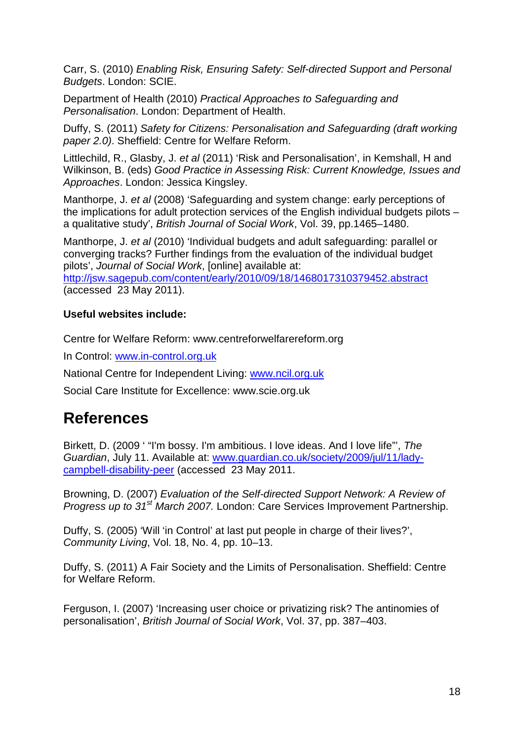Carr, S. (2010) *Enabling Risk, Ensuring Safety: Self-directed Support and Personal Budgets*. London: SCIE.

Department of Health (2010) *Practical Approaches to Safeguarding and Personalisation*. London: Department of Health.

Duffy, S. (2011) *Safety for Citizens: Personalisation and Safeguarding (draft working paper 2.0)*. Sheffield: Centre for Welfare Reform.

Littlechild, R., Glasby, J. *et al* (2011) 'Risk and Personalisation', in Kemshall, H and Wilkinson, B. (eds) *Good Practice in Assessing Risk: Current Knowledge, Issues and Approaches*. London: Jessica Kingsley.

Manthorpe, J. *et al* (2008) 'Safeguarding and system change: early perceptions of the implications for adult protection services of the English individual budgets pilots – a qualitative study', *British Journal of Social Work*, Vol. 39, pp.1465–1480.

Manthorpe, J. *et al* (2010) 'Individual budgets and adult safeguarding: parallel or converging tracks? Further findings from the evaluation of the individual budget pilots', *Journal of Social Work*, [online] available at: http://jsw.sagepub.com/content/early/2010/09/18/1468017310379452.abstract (accessed 23 May 2011).

**Useful websites include:**

Centre for Welfare Reform: www.centreforwelfarereform.org

In Control: www.in-control.org.uk

National Centre for Independent Living: www.ncil.org.uk

Social Care Institute for Excellence: www.scie.org.uk

# References

Birkett, D. (2009 ' "I'm bossy. I'm ambitious. I love ideas. And I love life"', *The Guardian*, July 11. Available at: www.guardian.co.uk/society/2009/jul/11/lady-campbell-disability-peer (accessed 23 May 2011.

Browning, D. (2007) *Evaluation of the Self-directed Support Network: A Review of Progress up to 31st March 2007.* London: Care Services Improvement Partnership.

Duffy, S. (2005) 'Will 'in Control' at last put people in charge of their lives?', *Community Living*, Vol. 18, No. 4, pp. 10–13.

Duffy, S. (2011) A Fair Society and the Limits of Personalisation. Sheffield: Centre for Welfare Reform.

Ferguson, I. (2007) 'Increasing user choice or privatizing risk? The antinomies of personalisation', *British Journal of Social Work*, Vol. 37, pp. 387–403.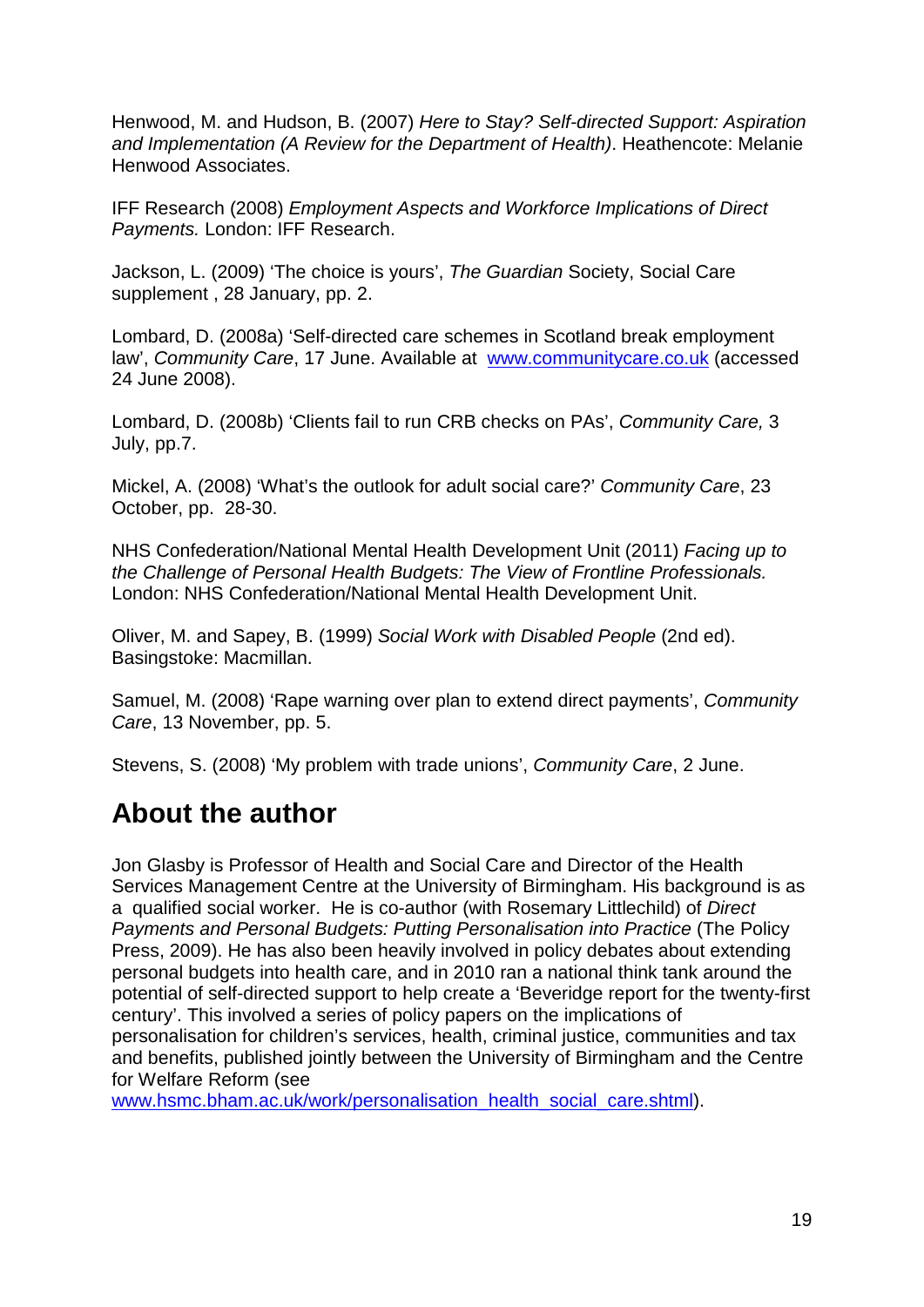Henwood, M. and Hudson, B. (2007) *Here to Stay? Self-directed Support: Aspiration and Implementation (A Review for the Department of Health)*. Heathencote: Melanie Henwood Associates.

IFF Research (2008) *Employment Aspects and Workforce Implications of Direct Payments.* London: IFF Research.

Jackson, L. (2009) 'The choice is yours', *The Guardian* Society, Social Care supplement , 28 January, pp. 2.

Lombard, D. (2008a) 'Self-directed care schemes in Scotland break employment law', *Community Care*, 17 June. Available at [www.communitycare.co.uk](www.communitycare.co.uk) (accessed 24 June 2008).

Lombard, D. (2008b) 'Clients fail to run CRB checks on PAs', *Community Care,* 3 July, pp.7.

Mickel, A. (2008) 'What's the outlook for adult social care?' *Community Care*, 23 October, pp. 28-30.

NHS Confederation/National Mental Health Development Unit (2011) *Facing up to the Challenge of Personal Health Budgets: The View of Frontline Professionals.* London: NHS Confederation/National Mental Health Development Unit.

Oliver, M. and Sapey, B. (1999) *Social Work with Disabled People* (2nd ed). Basingstoke: Macmillan.

Samuel, M. (2008) 'Rape warning over plan to extend direct payments', *Community Care*, 13 November, pp. 5.

Stevens, S. (2008) 'My problem with trade unions', *Community Care*, 2 June.

## About the author

Jon Glasby is Professor of Health and Social Care and Director of the Health Services Management Centre at the University of Birmingham. His background is as a qualified social worker. He is co-author (with Rosemary Littlechild) of *Direct Payments and Personal Budgets: Putting Personalisation into Practice* (The Policy Press, 2009). He has also been heavily involved in policy debates about extending personal budgets into health care, and in 2010 ran a national think tank around the potential of self-directed support to help create a 'Beveridge report for the twenty-first century'. This involved a series of policy papers on the implications of personalisation for children's services, health, criminal justice, communities and tax and benefits, published jointly between the University of Birmingham and the Centre for Welfare Reform (see [www.hsmc.bham.ac.uk/work/personalisation_health_social_care.shtml](www.hsmc.bham.ac.uk/work/personalisation_health_social_care.shtml)).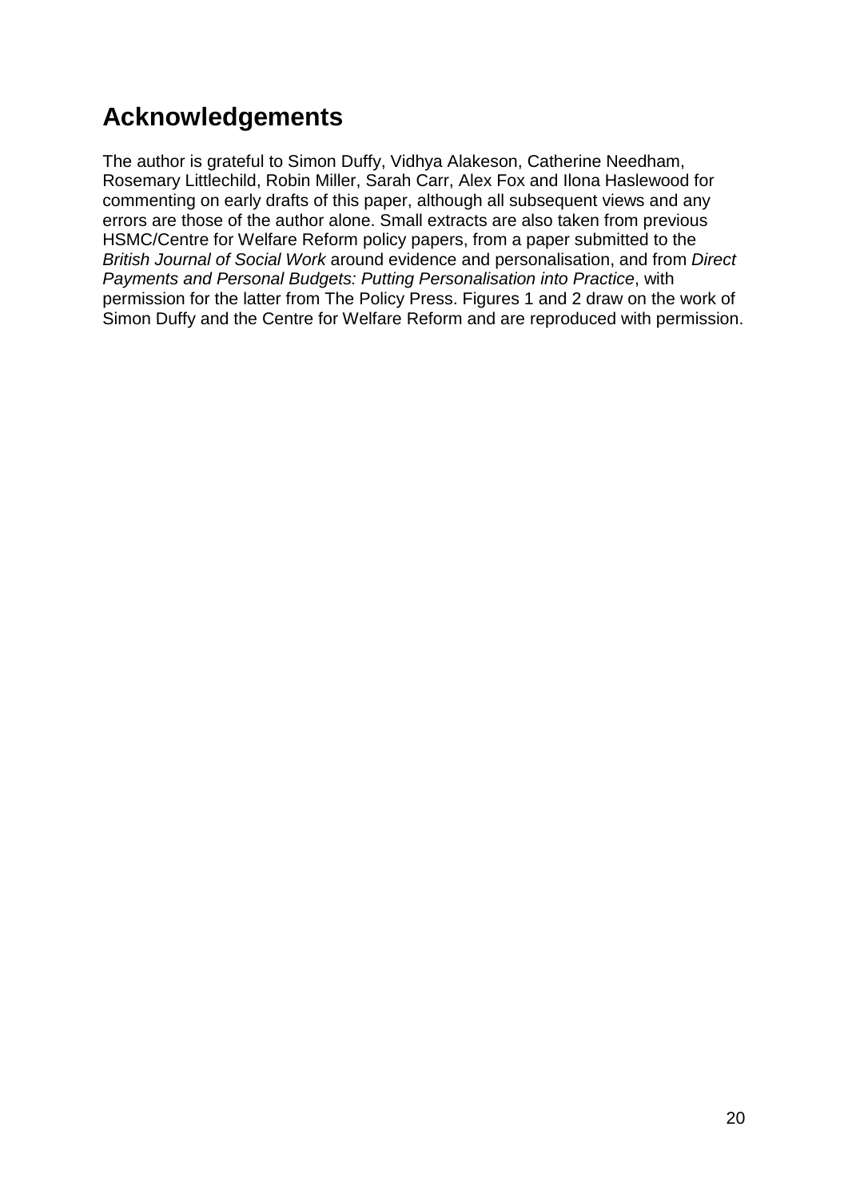## Acknowledgements

The author is grateful to Simon Duffy, Vidhya Alakeson, Catherine Needham, Rosemary Littlechild, Robin Miller, Sarah Carr, Alex Fox and Ilona Haslewood for commenting on early drafts of this paper, although all subsequent views and any errors are those of the author alone. Small extracts are also taken from previous HSMC/Centre for Welfare Reform policy papers, from a paper submitted to the *British Journal of Social Work* around evidence and personalisation, and from *Direct Payments and Personal Budgets: Putting Personalisation into Practice*, with permission for the latter from The Policy Press. Figures 1 and 2 draw on the work of Simon Duffy and the Centre for Welfare Reform and are reproduced with permission.